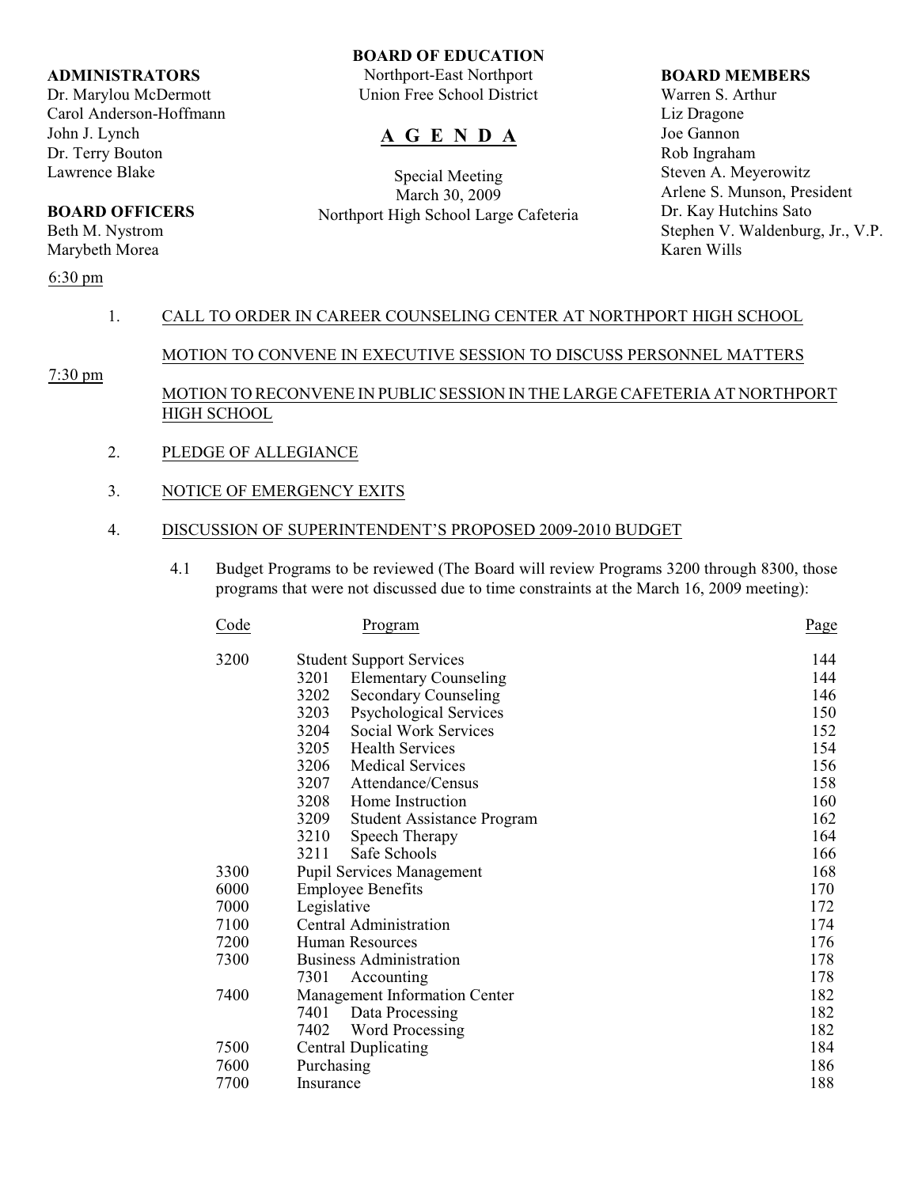**BOARD OF EDUCATION**
Northport-East Northport
Union Free School District

# A G E N D A

Special Meeting
March 30, 2009
Northport High School Large Cafeteria

**ADMINISTRATORS**
Dr. Marylou McDermott
Carol Anderson-Hoffmann
John J. Lynch
Dr. Terry Bouton
Lawrence Blake

**BOARD OFFICERS**
Beth M. Nystrom
Marybeth Morea

**BOARD MEMBERS**
Warren S. Arthur
Liz Dragone
Joe Gannon
Rob Ingraham
Steven A. Meyerowitz
Arlene S. Munson, President
Dr. Kay Hutchins Sato
Stephen V. Waldenburg, Jr., V.P.
Karen Wills

6:30 pm

1. CALL TO ORDER IN CAREER COUNSELING CENTER AT NORTHPORT HIGH SCHOOL

   MOTION TO CONVENE IN EXECUTIVE SESSION TO DISCUSS PERSONNEL MATTERS

7:30 pm

   MOTION TO RECONVENE IN PUBLIC SESSION IN THE LARGE CAFETERIA AT NORTHPORT HIGH SCHOOL

2. PLEDGE OF ALLEGIANCE

3. NOTICE OF EMERGENCY EXITS

4. DISCUSSION OF SUPERINTENDENT'S PROPOSED 2009-2010 BUDGET

   4.1 Budget Programs to be reviewed (The Board will review Programs 3200 through 8300, those programs that were not discussed due to time constraints at the March 16, 2009 meeting):

| Code | Program | Page |
|---|---|---|
| 3200 | Student Support Services | 144 |
| | 3201 Elementary Counseling | 144 |
| | 3202 Secondary Counseling | 146 |
| | 3203 Psychological Services | 150 |
| | 3204 Social Work Services | 152 |
| | 3205 Health Services | 154 |
| | 3206 Medical Services | 156 |
| | 3207 Attendance/Census | 158 |
| | 3208 Home Instruction | 160 |
| | 3209 Student Assistance Program | 162 |
| | 3210 Speech Therapy | 164 |
| | 3211 Safe Schools | 166 |
| 3300 | Pupil Services Management | 168 |
| 6000 | Employee Benefits | 170 |
| 7000 | Legislative | 172 |
| 7100 | Central Administration | 174 |
| 7200 | Human Resources | 176 |
| 7300 | Business Administration | 178 |
| | 7301 Accounting | 178 |
| 7400 | Management Information Center | 182 |
| | 7401 Data Processing | 182 |
| | 7402 Word Processing | 182 |
| 7500 | Central Duplicating | 184 |
| 7600 | Purchasing | 186 |
| 7700 | Insurance | 188 |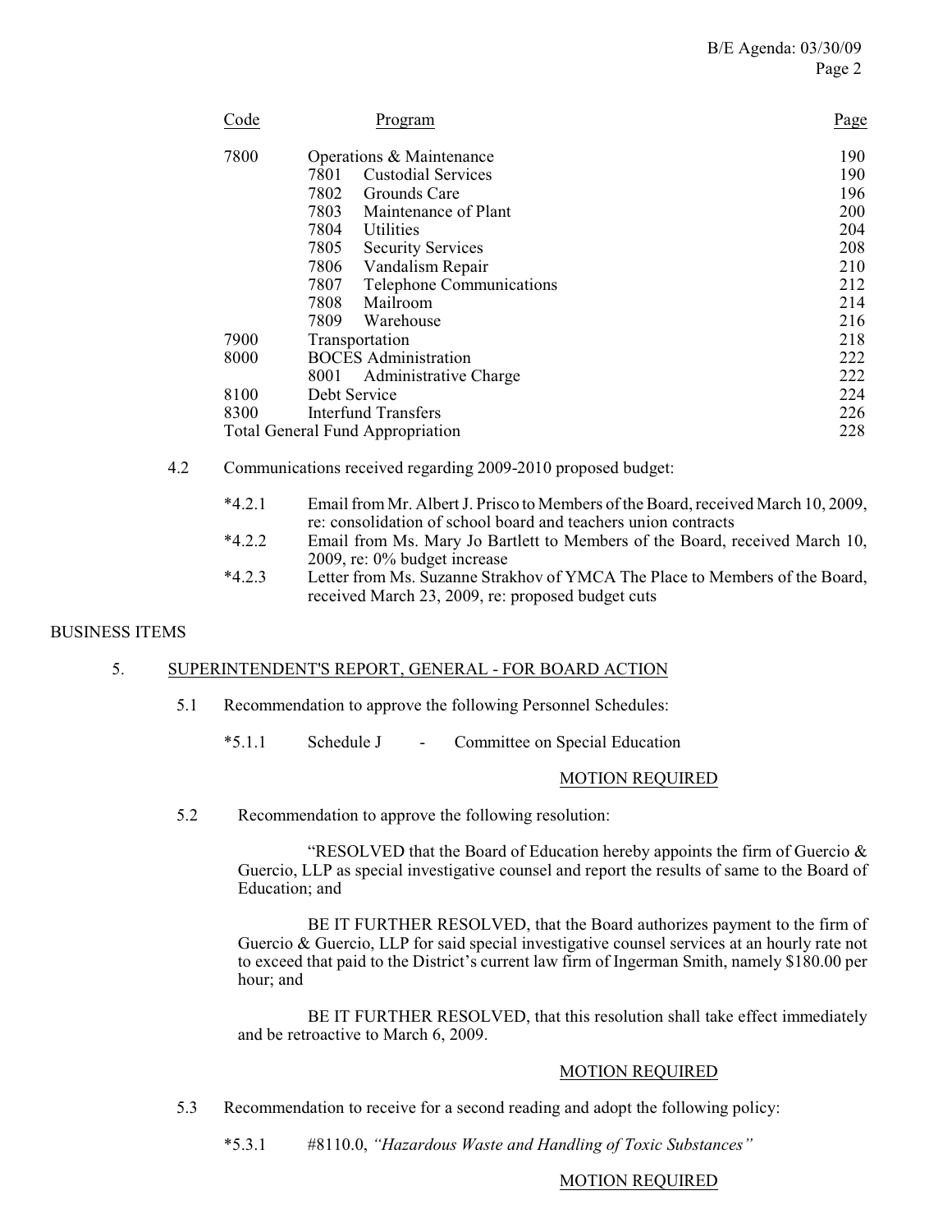| Code | Program | Page |
|---|---|---|
| 7800 | Operations & Maintenance | 190 |
| | 7801 Custodial Services | 190 |
| | 7802 Grounds Care | 196 |
| | 7803 Maintenance of Plant | 200 |
| | 7804 Utilities | 204 |
| | 7805 Security Services | 208 |
| | 7806 Vandalism Repair | 210 |
| | 7807 Telephone Communications | 212 |
| | 7808 Mailroom | 214 |
| | 7809 Warehouse | 216 |
| 7900 | Transportation | 218 |
| 8000 | BOCES Administration | 222 |
| | 8001 Administrative Charge | 222 |
| 8100 | Debt Service | 224 |
| 8300 | Interfund Transfers | 226 |
| Total General Fund Appropriation | | 228 |

4.2 Communications received regarding 2009-2010 proposed budget:

- *4.2.1 Email from Mr. Albert J. Prisco to Members of the Board, received March 10, 2009, re: consolidation of school board and teachers union contracts
- *4.2.2 Email from Ms. Mary Jo Bartlett to Members of the Board, received March 10, 2009, re: 0% budget increase
- *4.2.3 Letter from Ms. Suzanne Strakhov of YMCA The Place to Members of the Board, received March 23, 2009, re: proposed budget cuts

BUSINESS ITEMS

5. SUPERINTENDENT'S REPORT, GENERAL - FOR BOARD ACTION

5.1 Recommendation to approve the following Personnel Schedules:

*5.1.1 Schedule J - Committee on Special Education

MOTION REQUIRED

5.2 Recommendation to approve the following resolution:

"RESOLVED that the Board of Education hereby appoints the firm of Guercio & Guercio, LLP as special investigative counsel and report the results of same to the Board of Education; and

BE IT FURTHER RESOLVED, that the Board authorizes payment to the firm of Guercio & Guercio, LLP for said special investigative counsel services at an hourly rate not to exceed that paid to the District's current law firm of Ingerman Smith, namely $180.00 per hour; and

BE IT FURTHER RESOLVED, that this resolution shall take effect immediately and be retroactive to March 6, 2009.

MOTION REQUIRED

5.3 Recommendation to receive for a second reading and adopt the following policy:

*5.3.1 #8110.0, *"Hazardous Waste and Handling of Toxic Substances"*

MOTION REQUIRED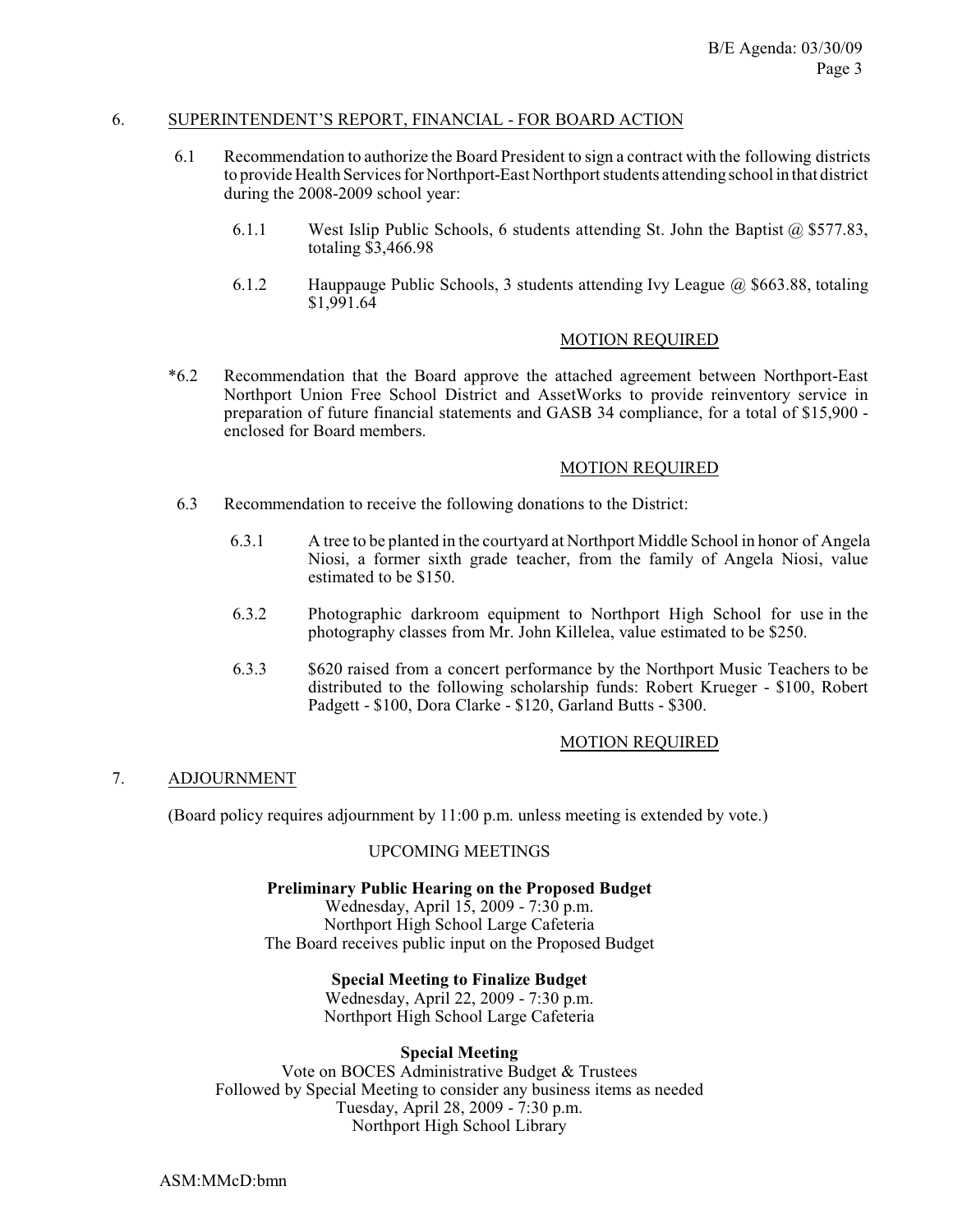## 6. SUPERINTENDENT'S REPORT, FINANCIAL - FOR BOARD ACTION

6.1 Recommendation to authorize the Board President to sign a contract with the following districts to provide Health Services for Northport-East Northport students attending school in that district during the 2008-2009 school year:

6.1.1 West Islip Public Schools, 6 students attending St. John the Baptist @ $577.83, totaling $3,466.98

6.1.2 Hauppauge Public Schools, 3 students attending Ivy League @ $663.88, totaling $1,991.64

MOTION REQUIRED

*6.2 Recommendation that the Board approve the attached agreement between Northport-East Northport Union Free School District and AssetWorks to provide reinventory service in preparation of future financial statements and GASB 34 compliance, for a total of $15,900 - enclosed for Board members.

MOTION REQUIRED

6.3 Recommendation to receive the following donations to the District:

6.3.1 A tree to be planted in the courtyard at Northport Middle School in honor of Angela Niosi, a former sixth grade teacher, from the family of Angela Niosi, value estimated to be $150.

6.3.2 Photographic darkroom equipment to Northport High School for use in the photography classes from Mr. John Killelea, value estimated to be $250.

6.3.3 $620 raised from a concert performance by the Northport Music Teachers to be distributed to the following scholarship funds: Robert Krueger - $100, Robert Padgett - $100, Dora Clarke - $120, Garland Butts - $300.

MOTION REQUIRED

## 7. ADJOURNMENT

(Board policy requires adjournment by 11:00 p.m. unless meeting is extended by vote.)

UPCOMING MEETINGS

**Preliminary Public Hearing on the Proposed Budget**
Wednesday, April 15, 2009 - 7:30 p.m.
Northport High School Large Cafeteria
The Board receives public input on the Proposed Budget

**Special Meeting to Finalize Budget**
Wednesday, April 22, 2009 - 7:30 p.m.
Northport High School Large Cafeteria

**Special Meeting**
Vote on BOCES Administrative Budget & Trustees
Followed by Special Meeting to consider any business items as needed
Tuesday, April 28, 2009 - 7:30 p.m.
Northport High School Library

ASM:MMcD:bmn